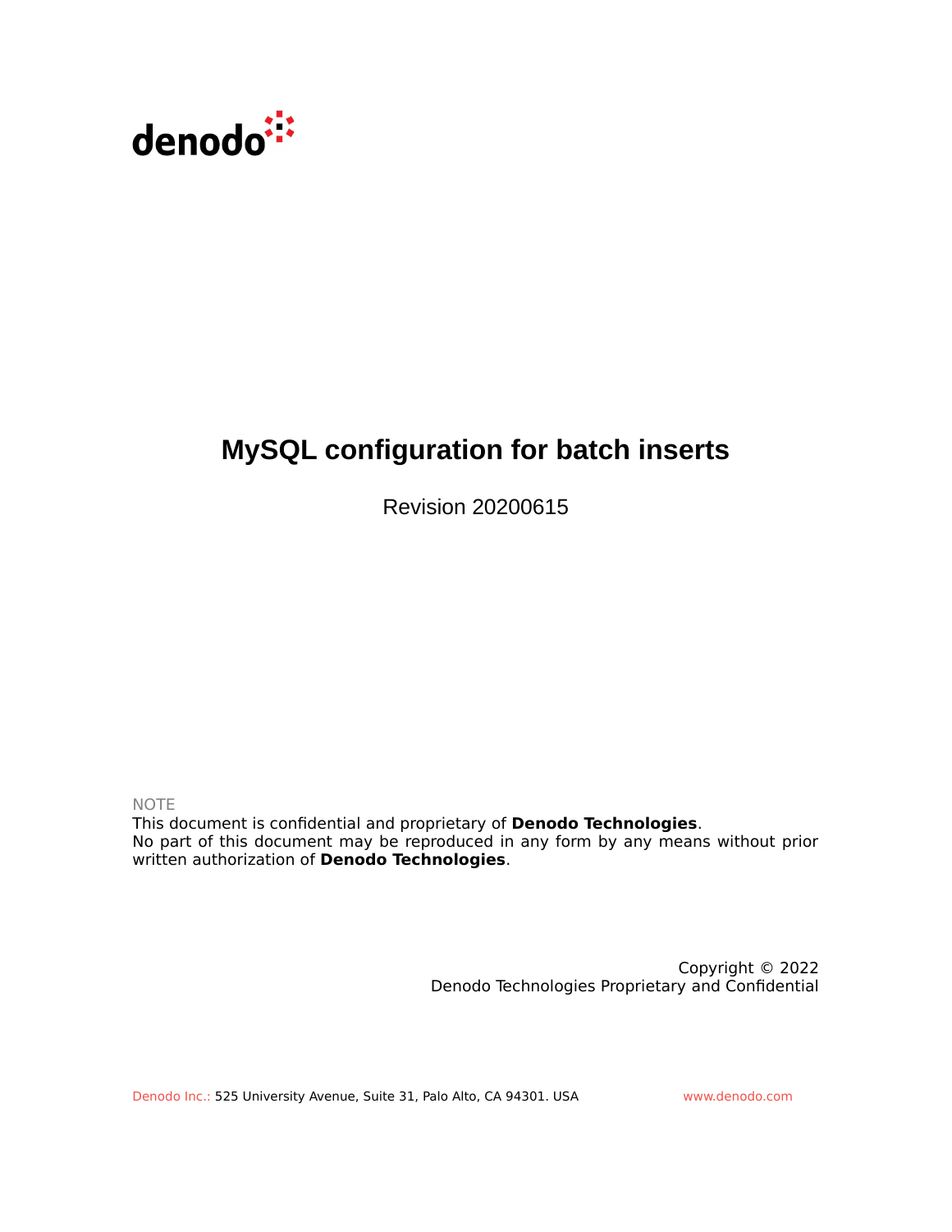# MySQL configuration for batch inserts

Revision 20200615

NOTE

This document is confidential and proprietary of **Denodo Technologies**.
No part of this document may be reproduced in any form by any means without prior written authorization of **Denodo Technologies**.

Copyright © 2022
Denodo Technologies Proprietary and Confidential

Denodo Inc.: 525 University Avenue, Suite 31, Palo Alto, CA 94301. USA www.denodo.com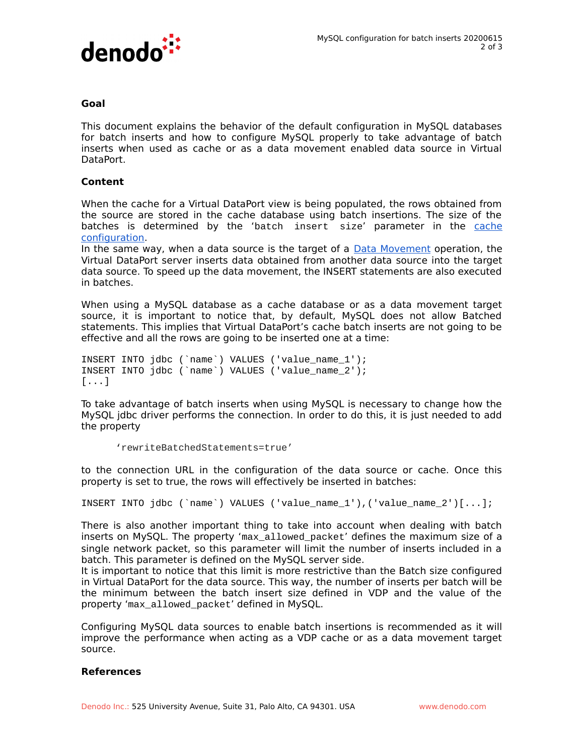## Goal

This document explains the behavior of the default configuration in MySQL databases for batch inserts and how to configure MySQL properly to take advantage of batch inserts when used as cache or as a data movement enabled data source in Virtual DataPort.

## Content

When the cache for a Virtual DataPort view is being populated, the rows obtained from the source are stored in the cache database using batch insertions. The size of the batches is determined by the ‘`batch insert size`’ parameter in the [cache configuration](#).
In the same way, when a data source is the target of a [Data Movement](#) operation, the Virtual DataPort server inserts data obtained from another data source into the target data source. To speed up the data movement, the INSERT statements are also executed in batches.

When using a MySQL database as a cache database or as a data movement target source, it is important to notice that, by default, MySQL does not allow Batched statements. This implies that Virtual DataPort’s cache batch inserts are not going to be effective and all the rows are going to be inserted one at a time:

```
INSERT INTO jdbc (`name`) VALUES ('value_name_1');
INSERT INTO jdbc (`name`) VALUES ('value_name_2');
[...]
```

To take advantage of batch inserts when using MySQL is necessary to change how the MySQL jdbc driver performs the connection. In order to do this, it is just needed to add the property

```
‘rewriteBatchedStatements=true’
```

to the connection URL in the configuration of the data source or cache. Once this property is set to true, the rows will effectively be inserted in batches:

```
INSERT INTO jdbc (`name`) VALUES ('value_name_1'),('value_name_2')[...];
```

There is also another important thing to take into account when dealing with batch inserts on MySQL. The property ‘`max_allowed_packet`’ defines the maximum size of a single network packet, so this parameter will limit the number of inserts included in a batch. This parameter is defined on the MySQL server side.
It is important to notice that this limit is more restrictive than the Batch size configured in Virtual DataPort for the data source. This way, the number of inserts per batch will be the minimum between the batch insert size defined in VDP and the value of the property ‘`max_allowed_packet`’ defined in MySQL.

Configuring MySQL data sources to enable batch insertions is recommended as it will improve the performance when acting as a VDP cache or as a data movement target source.

## References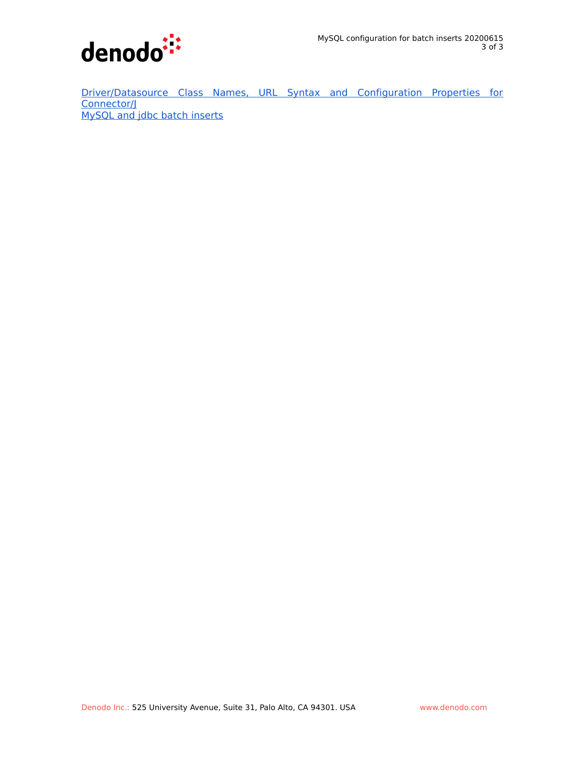Driver/Datasource Class Names, URL Syntax and Configuration Properties for Connector/J

MySQL and jdbc batch inserts